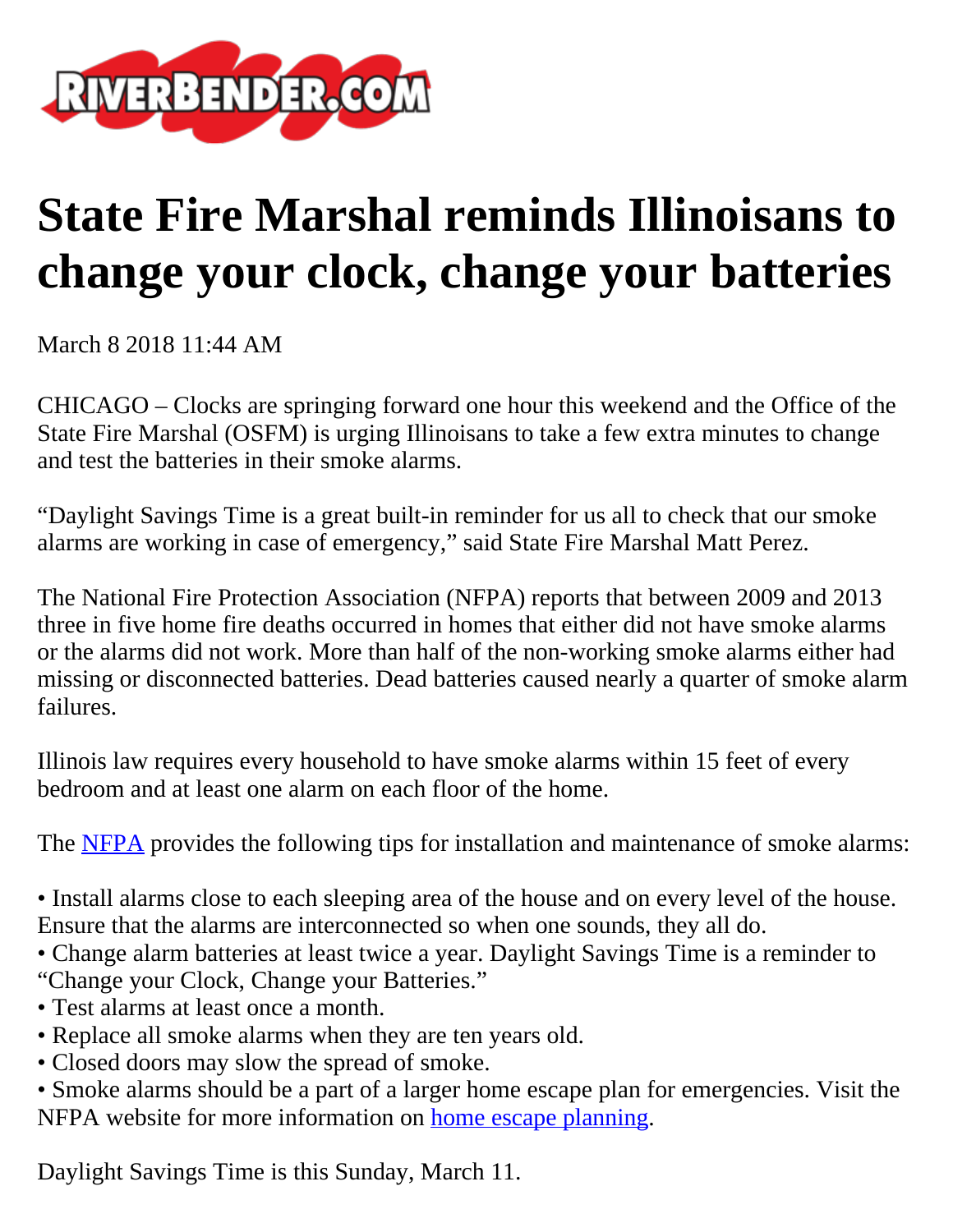# State Fire Marshal reminds Illinoisans to change your clock, change your batteries

March 8 2018 11:44 AM

CHICAGO – Clocks are springing forward one hour this weekend and the Office of the State Fire Marshal (OSFM) is urging Illinoisans to take a few extra minutes to change and test the batteries in their smoke alarms.

"Daylight Savings Time is a great built-in reminder for us all to check that our smoke alarms are working in case of emergency," said State Fire Marshal Matt Perez.

The National Fire Protection Association (NFPA) reports that between 2009 and 2013 three in five home fire deaths occurred in homes that either did not have smoke alarms or the alarms did not work. More than half of the non-working smoke alarms either had missing or disconnected batteries. Dead batteries caused nearly a quarter of smoke alarm failures.

Illinois law requires every household to have smoke alarms within 15 feet of every bedroom and at least one alarm on each floor of the home.

The [NFPA] provides the following tips for installation and maintenance of smoke alarms:

• Install alarms close to each sleeping area of the house and on every level of the house. Ensure that the alarms are interconnected so when one sounds, they all do.
• Change alarm batteries at least twice a year. Daylight Savings Time is a reminder to "Change your Clock, Change your Batteries."
• Test alarms at least once a month.
• Replace all smoke alarms when they are ten years old.
• Closed doors may slow the spread of smoke.
• Smoke alarms should be a part of a larger home escape plan for emergencies. Visit the NFPA website for more information on [home escape planning].

Daylight Savings Time is this Sunday, March 11.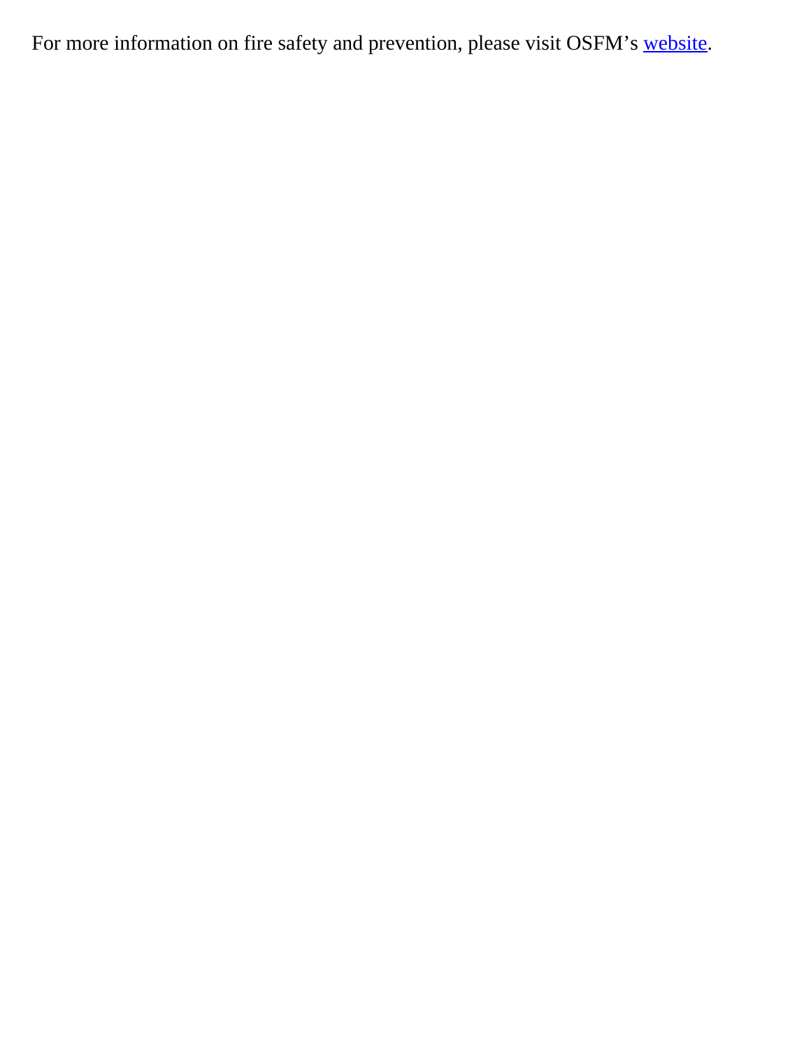For more information on fire safety and prevention, please visit OSFM's website.